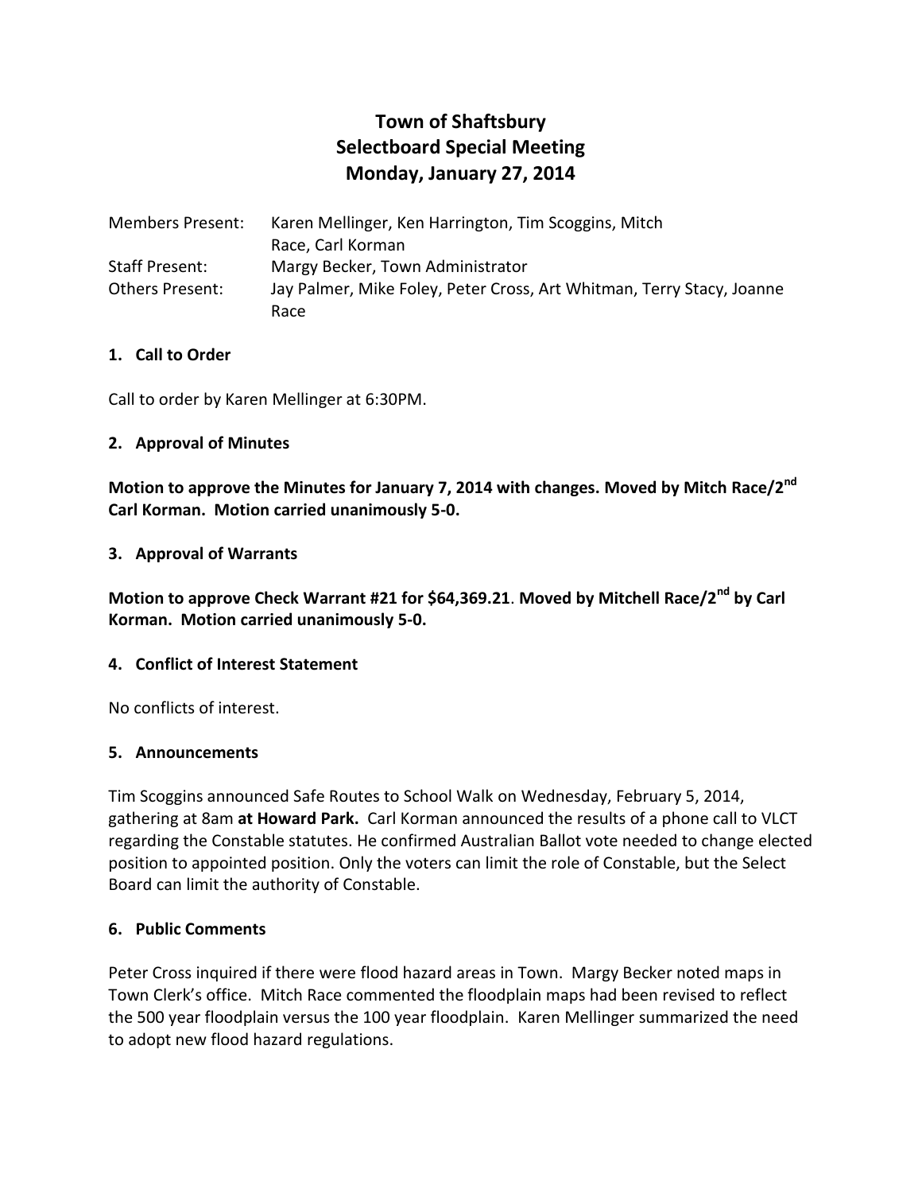# Town of Shaftsbury
# Selectboard Special Meeting
# Monday, January 27, 2014

| | |
|---|---|
| Members Present: | Karen Mellinger, Ken Harrington, Tim Scoggins, Mitch Race, Carl Korman |
| Staff Present: | Margy Becker, Town Administrator |
| Others Present: | Jay Palmer, Mike Foley, Peter Cross, Art Whitman, Terry Stacy, Joanne Race |

**1. Call to Order**

Call to order by Karen Mellinger at 6:30PM.

**2. Approval of Minutes**

**Motion to approve the Minutes for January 7, 2014 with changes. Moved by Mitch Race/2nd Carl Korman. Motion carried unanimously 5-0.**

**3. Approval of Warrants**

**Motion to approve Check Warrant #21 for $64,369.21. Moved by Mitchell Race/2nd by Carl Korman. Motion carried unanimously 5-0.**

**4. Conflict of Interest Statement**

No conflicts of interest.

**5. Announcements**

Tim Scoggins announced Safe Routes to School Walk on Wednesday, February 5, 2014, gathering at 8am **at Howard Park.** Carl Korman announced the results of a phone call to VLCT regarding the Constable statutes. He confirmed Australian Ballot vote needed to change elected position to appointed position. Only the voters can limit the role of Constable, but the Select Board can limit the authority of Constable.

**6. Public Comments**

Peter Cross inquired if there were flood hazard areas in Town. Margy Becker noted maps in Town Clerk's office. Mitch Race commented the floodplain maps had been revised to reflect the 500 year floodplain versus the 100 year floodplain. Karen Mellinger summarized the need to adopt new flood hazard regulations.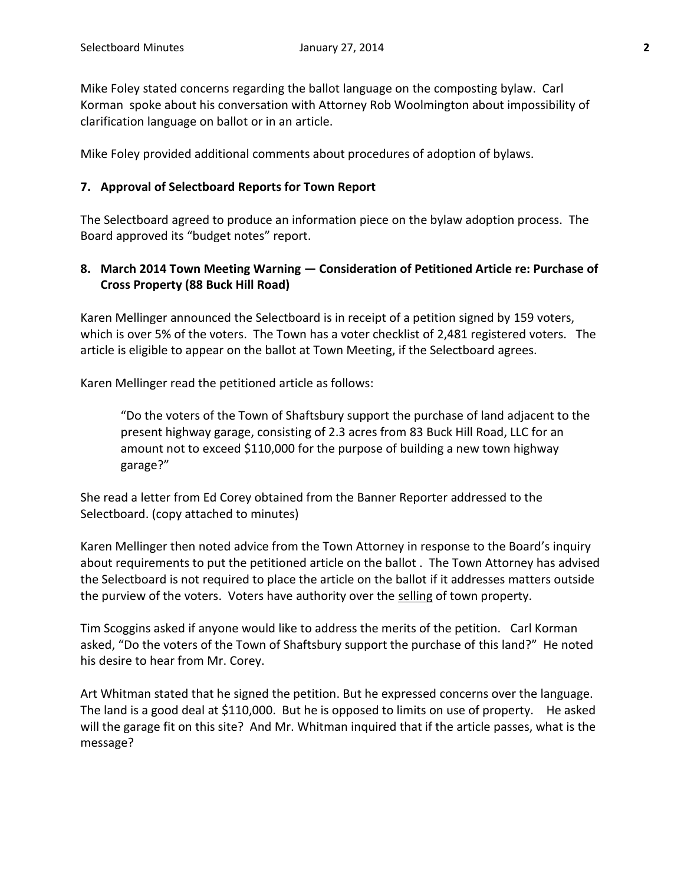Mike Foley stated concerns regarding the ballot language on the composting bylaw. Carl Korman spoke about his conversation with Attorney Rob Woolmington about impossibility of clarification language on ballot or in an article.

Mike Foley provided additional comments about procedures of adoption of bylaws.

### 7. Approval of Selectboard Reports for Town Report

The Selectboard agreed to produce an information piece on the bylaw adoption process. The Board approved its "budget notes" report.

### 8. March 2014 Town Meeting Warning — Consideration of Petitioned Article re: Purchase of Cross Property (88 Buck Hill Road)

Karen Mellinger announced the Selectboard is in receipt of a petition signed by 159 voters, which is over 5% of the voters. The Town has a voter checklist of 2,481 registered voters. The article is eligible to appear on the ballot at Town Meeting, if the Selectboard agrees.

Karen Mellinger read the petitioned article as follows:

> "Do the voters of the Town of Shaftsbury support the purchase of land adjacent to the present highway garage, consisting of 2.3 acres from 83 Buck Hill Road, LLC for an amount not to exceed $110,000 for the purpose of building a new town highway garage?"

She read a letter from Ed Corey obtained from the Banner Reporter addressed to the Selectboard. (copy attached to minutes)

Karen Mellinger then noted advice from the Town Attorney in response to the Board's inquiry about requirements to put the petitioned article on the ballot . The Town Attorney has advised the Selectboard is not required to place the article on the ballot if it addresses matters outside the purview of the voters. Voters have authority over the <u>selling</u> of town property.

Tim Scoggins asked if anyone would like to address the merits of the petition. Carl Korman asked, "Do the voters of the Town of Shaftsbury support the purchase of this land?" He noted his desire to hear from Mr. Corey.

Art Whitman stated that he signed the petition. But he expressed concerns over the language. The land is a good deal at $110,000. But he is opposed to limits on use of property. He asked will the garage fit on this site? And Mr. Whitman inquired that if the article passes, what is the message?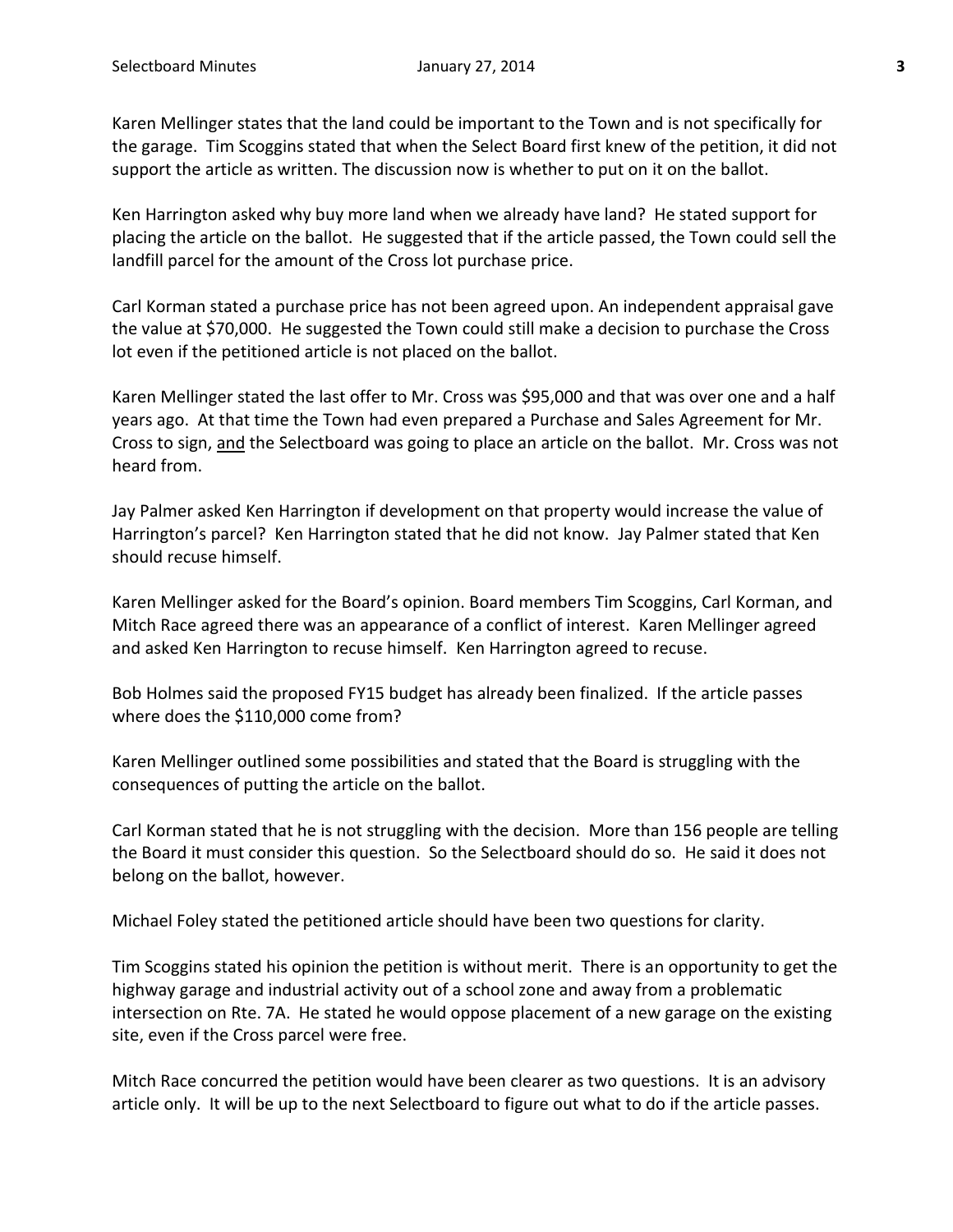Karen Mellinger states that the land could be important to the Town and is not specifically for the garage. Tim Scoggins stated that when the Select Board first knew of the petition, it did not support the article as written. The discussion now is whether to put on it on the ballot.

Ken Harrington asked why buy more land when we already have land? He stated support for placing the article on the ballot. He suggested that if the article passed, the Town could sell the landfill parcel for the amount of the Cross lot purchase price.

Carl Korman stated a purchase price has not been agreed upon. An independent appraisal gave the value at $70,000. He suggested the Town could still make a decision to purchase the Cross lot even if the petitioned article is not placed on the ballot.

Karen Mellinger stated the last offer to Mr. Cross was $95,000 and that was over one and a half years ago. At that time the Town had even prepared a Purchase and Sales Agreement for Mr. Cross to sign, <u>and</u> the Selectboard was going to place an article on the ballot. Mr. Cross was not heard from.

Jay Palmer asked Ken Harrington if development on that property would increase the value of Harrington's parcel? Ken Harrington stated that he did not know. Jay Palmer stated that Ken should recuse himself.

Karen Mellinger asked for the Board's opinion. Board members Tim Scoggins, Carl Korman, and Mitch Race agreed there was an appearance of a conflict of interest. Karen Mellinger agreed and asked Ken Harrington to recuse himself. Ken Harrington agreed to recuse.

Bob Holmes said the proposed FY15 budget has already been finalized. If the article passes where does the $110,000 come from?

Karen Mellinger outlined some possibilities and stated that the Board is struggling with the consequences of putting the article on the ballot.

Carl Korman stated that he is not struggling with the decision. More than 156 people are telling the Board it must consider this question. So the Selectboard should do so. He said it does not belong on the ballot, however.

Michael Foley stated the petitioned article should have been two questions for clarity.

Tim Scoggins stated his opinion the petition is without merit. There is an opportunity to get the highway garage and industrial activity out of a school zone and away from a problematic intersection on Rte. 7A. He stated he would oppose placement of a new garage on the existing site, even if the Cross parcel were free.

Mitch Race concurred the petition would have been clearer as two questions. It is an advisory article only. It will be up to the next Selectboard to figure out what to do if the article passes.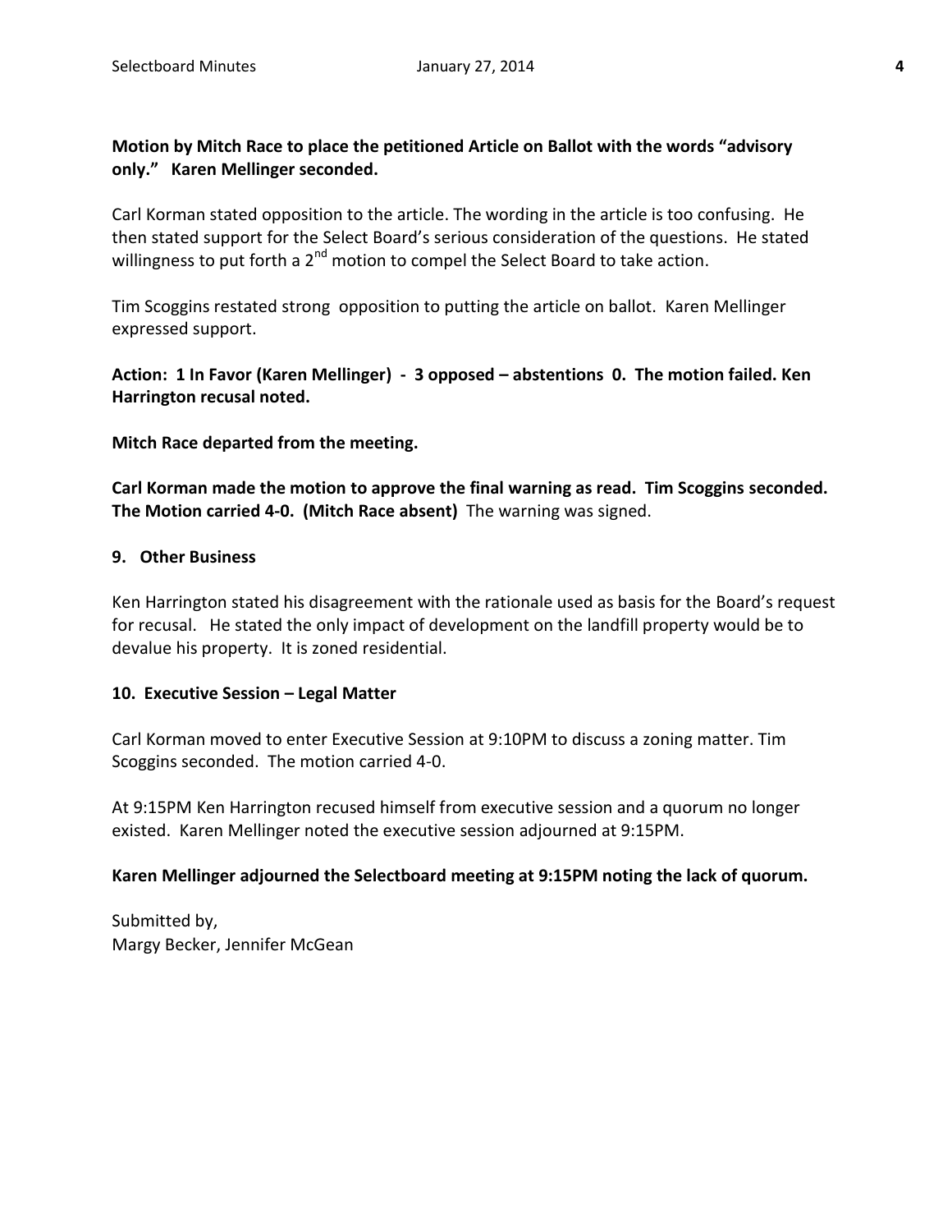**Motion by Mitch Race to place the petitioned Article on Ballot with the words "advisory only." Karen Mellinger seconded.**

Carl Korman stated opposition to the article. The wording in the article is too confusing. He then stated support for the Select Board's serious consideration of the questions. He stated willingness to put forth a 2nd motion to compel the Select Board to take action.

Tim Scoggins restated strong opposition to putting the article on ballot. Karen Mellinger expressed support.

**Action: 1 In Favor (Karen Mellinger) - 3 opposed – abstentions 0. The motion failed. Ken Harrington recusal noted.**

**Mitch Race departed from the meeting.**

**Carl Korman made the motion to approve the final warning as read. Tim Scoggins seconded. The Motion carried 4-0. (Mitch Race absent)** The warning was signed.

## 9. Other Business

Ken Harrington stated his disagreement with the rationale used as basis for the Board's request for recusal. He stated the only impact of development on the landfill property would be to devalue his property. It is zoned residential.

## 10. Executive Session – Legal Matter

Carl Korman moved to enter Executive Session at 9:10PM to discuss a zoning matter. Tim Scoggins seconded. The motion carried 4-0.

At 9:15PM Ken Harrington recused himself from executive session and a quorum no longer existed. Karen Mellinger noted the executive session adjourned at 9:15PM.

**Karen Mellinger adjourned the Selectboard meeting at 9:15PM noting the lack of quorum.**

Submitted by,
Margy Becker, Jennifer McGean